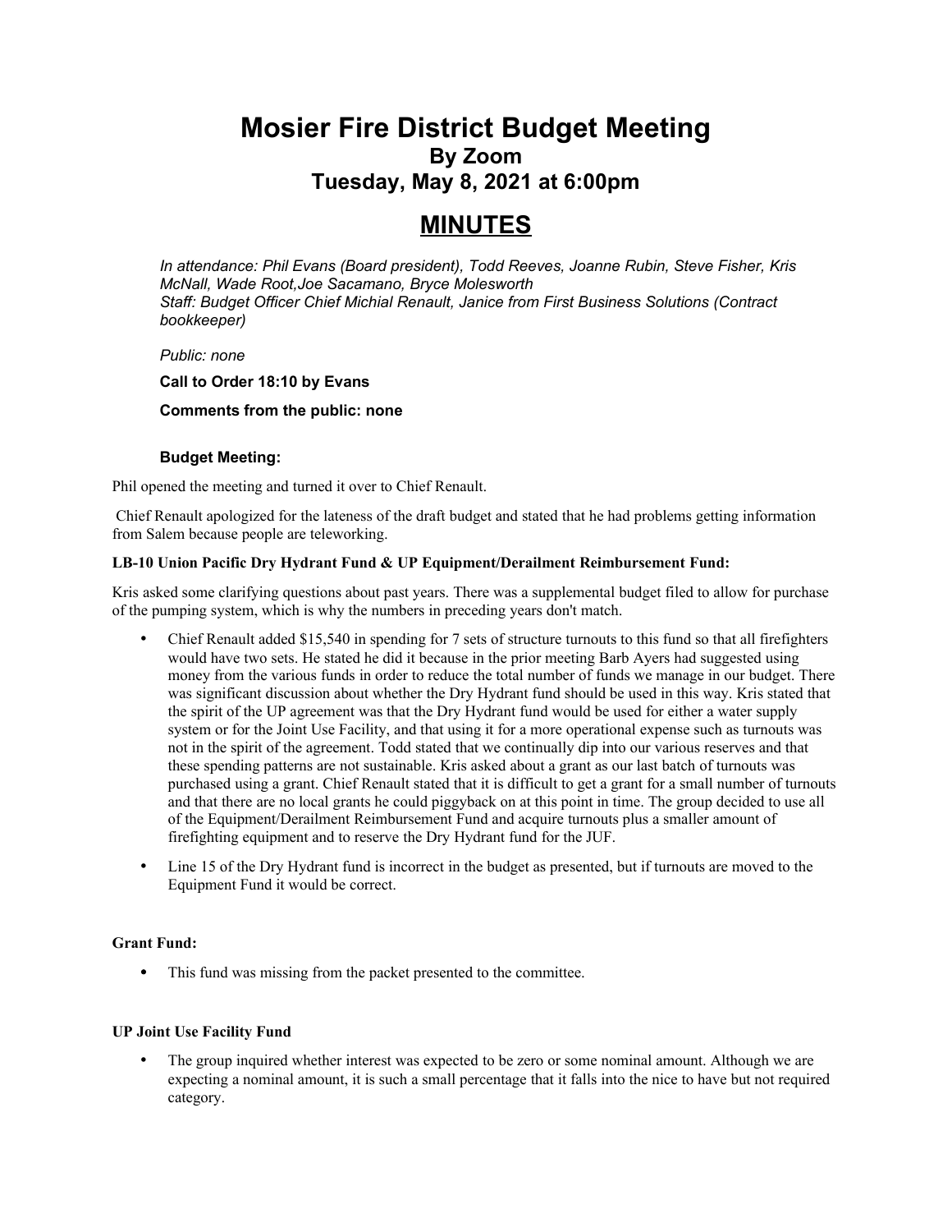# Mosier Fire District Budget Meeting

## By Zoom

## Tuesday, May 8, 2021 at 6:00pm

# MINUTES

*In attendance: Phil Evans (Board president), Todd Reeves, Joanne Rubin, Steve Fisher, Kris McNall, Wade Root,Joe Sacamano, Bryce Molesworth*
*Staff: Budget Officer Chief Michial Renault, Janice from First Business Solutions (Contract bookkeeper)*

*Public: none*

**Call to Order 18:10 by Evans**

**Comments from the public: none**

**Budget Meeting:**

Phil opened the meeting and turned it over to Chief Renault.

Chief Renault apologized for the lateness of the draft budget and stated that he had problems getting information from Salem because people are teleworking.

**LB-10 Union Pacific Dry Hydrant Fund & UP Equipment/Derailment Reimbursement Fund:**

Kris asked some clarifying questions about past years. There was a supplemental budget filed to allow for purchase of the pumping system, which is why the numbers in preceding years don't match.

- Chief Renault added $15,540 in spending for 7 sets of structure turnouts to this fund so that all firefighters would have two sets. He stated he did it because in the prior meeting Barb Ayers had suggested using money from the various funds in order to reduce the total number of funds we manage in our budget. There was significant discussion about whether the Dry Hydrant fund should be used in this way. Kris stated that the spirit of the UP agreement was that the Dry Hydrant fund would be used for either a water supply system or for the Joint Use Facility, and that using it for a more operational expense such as turnouts was not in the spirit of the agreement. Todd stated that we continually dip into our various reserves and that these spending patterns are not sustainable. Kris asked about a grant as our last batch of turnouts was purchased using a grant. Chief Renault stated that it is difficult to get a grant for a small number of turnouts and that there are no local grants he could piggyback on at this point in time. The group decided to use all of the Equipment/Derailment Reimbursement Fund and acquire turnouts plus a smaller amount of firefighting equipment and to reserve the Dry Hydrant fund for the JUF.
- Line 15 of the Dry Hydrant fund is incorrect in the budget as presented, but if turnouts are moved to the Equipment Fund it would be correct.

**Grant Fund:**

- This fund was missing from the packet presented to the committee.

**UP Joint Use Facility Fund**

- The group inquired whether interest was expected to be zero or some nominal amount. Although we are expecting a nominal amount, it is such a small percentage that it falls into the nice to have but not required category.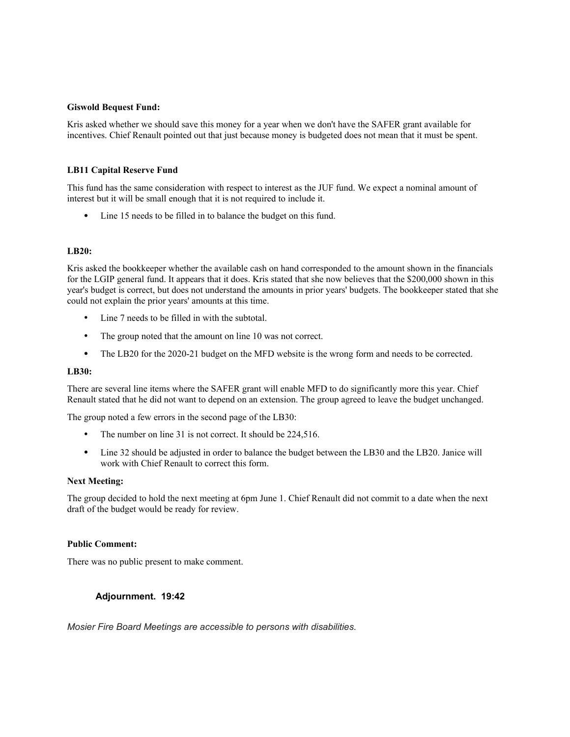**Giswold Bequest Fund:**

Kris asked whether we should save this money for a year when we don't have the SAFER grant available for incentives. Chief Renault pointed out that just because money is budgeted does not mean that it must be spent.

**LB11 Capital Reserve Fund**

This fund has the same consideration with respect to interest as the JUF fund. We expect a nominal amount of interest but it will be small enough that it is not required to include it.

- Line 15 needs to be filled in to balance the budget on this fund.

**LB20:**

Kris asked the bookkeeper whether the available cash on hand corresponded to the amount shown in the financials for the LGIP general fund. It appears that it does. Kris stated that she now believes that the $200,000 shown in this year's budget is correct, but does not understand the amounts in prior years' budgets. The bookkeeper stated that she could not explain the prior years' amounts at this time.

- Line 7 needs to be filled in with the subtotal.
- The group noted that the amount on line 10 was not correct.
- The LB20 for the 2020-21 budget on the MFD website is the wrong form and needs to be corrected.

**LB30:**

There are several line items where the SAFER grant will enable MFD to do significantly more this year. Chief Renault stated that he did not want to depend on an extension. The group agreed to leave the budget unchanged.

The group noted a few errors in the second page of the LB30:

- The number on line 31 is not correct. It should be 224,516.
- Line 32 should be adjusted in order to balance the budget between the LB30 and the LB20. Janice will work with Chief Renault to correct this form.

**Next Meeting:**

The group decided to hold the next meeting at 6pm June 1. Chief Renault did not commit to a date when the next draft of the budget would be ready for review.

**Public Comment:**

There was no public present to make comment.

**Adjournment. 19:42**

*Mosier Fire Board Meetings are accessible to persons with disabilities.*